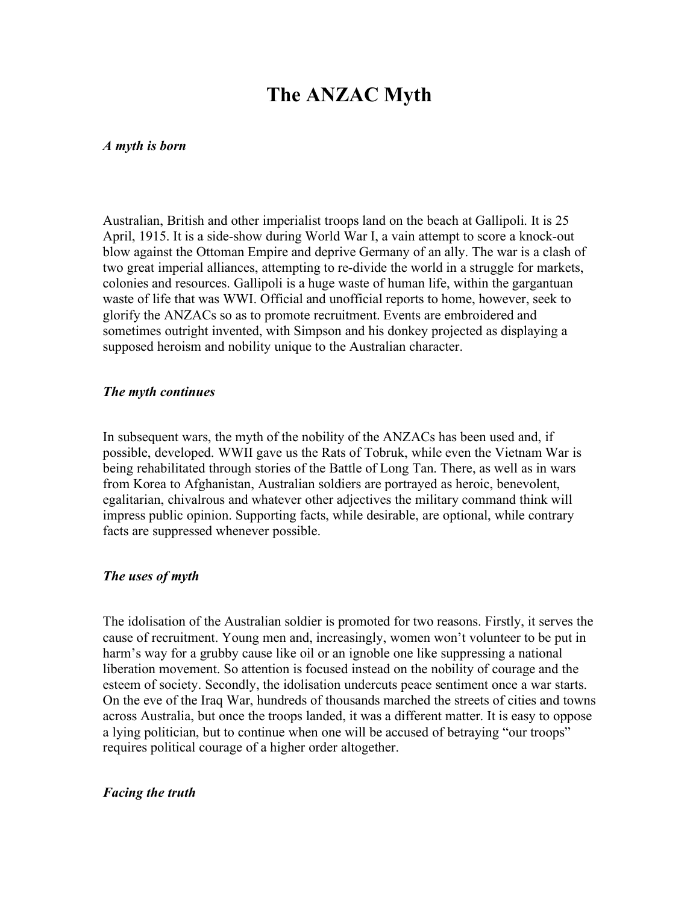# The ANZAC Myth

### *A myth is born*

Australian, British and other imperialist troops land on the beach at Gallipoli. It is 25 April, 1915. It is a side-show during World War I, a vain attempt to score a knock-out blow against the Ottoman Empire and deprive Germany of an ally. The war is a clash of two great imperial alliances, attempting to re-divide the world in a struggle for markets, colonies and resources. Gallipoli is a huge waste of human life, within the gargantuan waste of life that was WWI. Official and unofficial reports to home, however, seek to glorify the ANZACs so as to promote recruitment. Events are embroidered and sometimes outright invented, with Simpson and his donkey projected as displaying a supposed heroism and nobility unique to the Australian character.

### *The myth continues*

In subsequent wars, the myth of the nobility of the ANZACs has been used and, if possible, developed. WWII gave us the Rats of Tobruk, while even the Vietnam War is being rehabilitated through stories of the Battle of Long Tan. There, as well as in wars from Korea to Afghanistan, Australian soldiers are portrayed as heroic, benevolent, egalitarian, chivalrous and whatever other adjectives the military command think will impress public opinion. Supporting facts, while desirable, are optional, while contrary facts are suppressed whenever possible.

### *The uses of myth*

The idolisation of the Australian soldier is promoted for two reasons. Firstly, it serves the cause of recruitment. Young men and, increasingly, women won't volunteer to be put in harm's way for a grubby cause like oil or an ignoble one like suppressing a national liberation movement. So attention is focused instead on the nobility of courage and the esteem of society. Secondly, the idolisation undercuts peace sentiment once a war starts. On the eve of the Iraq War, hundreds of thousands marched the streets of cities and towns across Australia, but once the troops landed, it was a different matter. It is easy to oppose a lying politician, but to continue when one will be accused of betraying "our troops" requires political courage of a higher order altogether.

### *Facing the truth*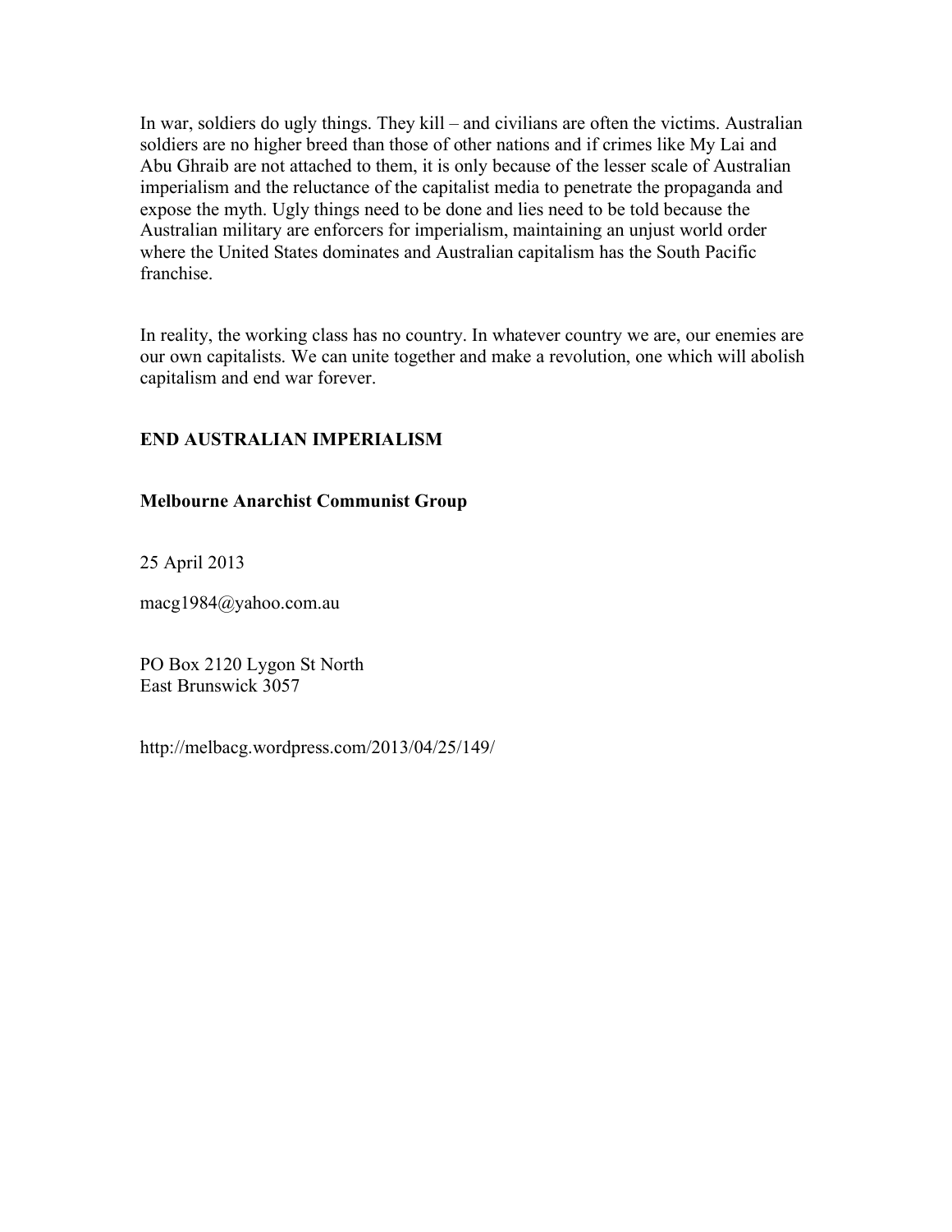In war, soldiers do ugly things. They kill – and civilians are often the victims. Australian soldiers are no higher breed than those of other nations and if crimes like My Lai and Abu Ghraib are not attached to them, it is only because of the lesser scale of Australian imperialism and the reluctance of the capitalist media to penetrate the propaganda and expose the myth. Ugly things need to be done and lies need to be told because the Australian military are enforcers for imperialism, maintaining an unjust world order where the United States dominates and Australian capitalism has the South Pacific franchise.

In reality, the working class has no country. In whatever country we are, our enemies are our own capitalists. We can unite together and make a revolution, one which will abolish capitalism and end war forever.

**END AUSTRALIAN IMPERIALISM**

**Melbourne Anarchist Communist Group**

25 April 2013

macg1984@yahoo.com.au

PO Box 2120 Lygon St North
East Brunswick 3057

http://melbacg.wordpress.com/2013/04/25/149/